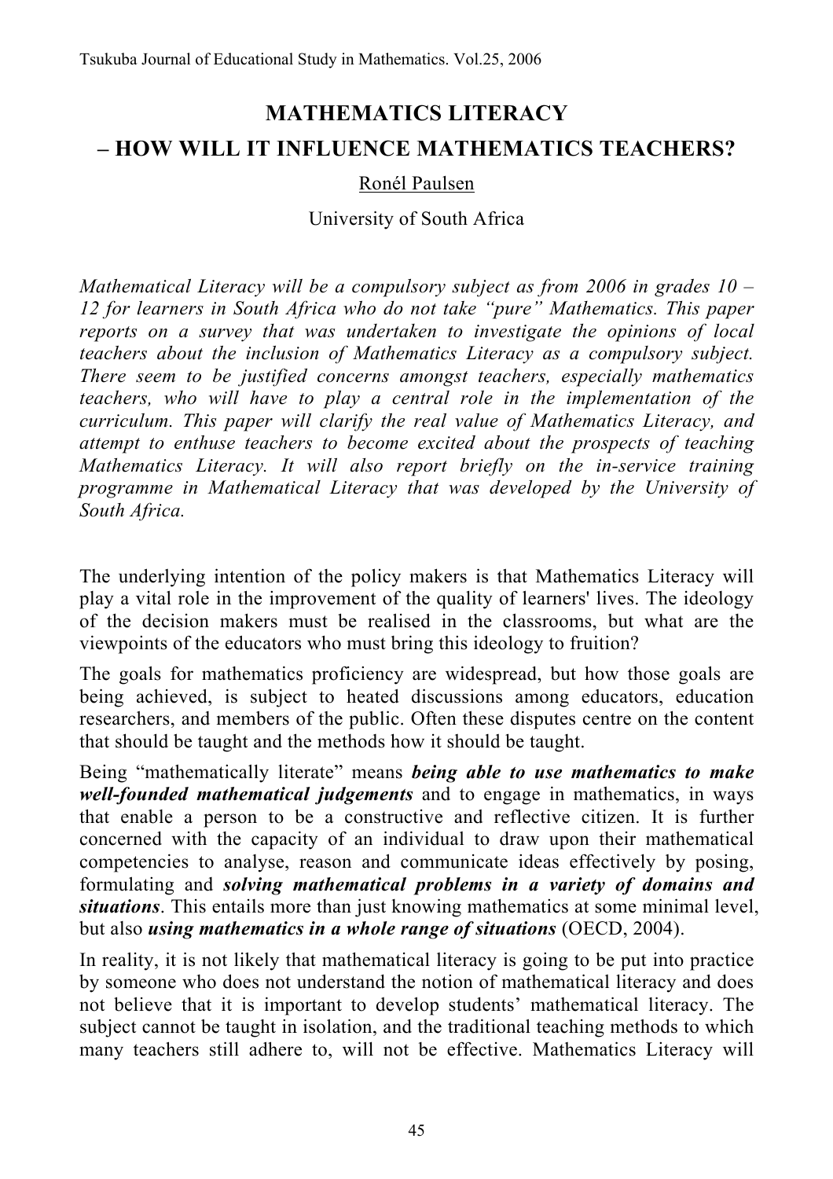# MATHEMATICS LITERACY
# – HOW WILL IT INFLUENCE MATHEMATICS TEACHERS?

Ronél Paulsen

University of South Africa

*Mathematical Literacy will be a compulsory subject as from 2006 in grades 10 – 12 for learners in South Africa who do not take "pure" Mathematics. This paper reports on a survey that was undertaken to investigate the opinions of local teachers about the inclusion of Mathematics Literacy as a compulsory subject. There seem to be justified concerns amongst teachers, especially mathematics teachers, who will have to play a central role in the implementation of the curriculum. This paper will clarify the real value of Mathematics Literacy, and attempt to enthuse teachers to become excited about the prospects of teaching Mathematics Literacy. It will also report briefly on the in-service training programme in Mathematical Literacy that was developed by the University of South Africa.*

The underlying intention of the policy makers is that Mathematics Literacy will play a vital role in the improvement of the quality of learners' lives. The ideology of the decision makers must be realised in the classrooms, but what are the viewpoints of the educators who must bring this ideology to fruition?

The goals for mathematics proficiency are widespread, but how those goals are being achieved, is subject to heated discussions among educators, education researchers, and members of the public. Often these disputes centre on the content that should be taught and the methods how it should be taught.

Being "mathematically literate" means ***being able to use mathematics to make well-founded mathematical judgements*** and to engage in mathematics, in ways that enable a person to be a constructive and reflective citizen. It is further concerned with the capacity of an individual to draw upon their mathematical competencies to analyse, reason and communicate ideas effectively by posing, formulating and ***solving mathematical problems in a variety of domains and situations***. This entails more than just knowing mathematics at some minimal level, but also ***using mathematics in a whole range of situations*** (OECD, 2004).

In reality, it is not likely that mathematical literacy is going to be put into practice by someone who does not understand the notion of mathematical literacy and does not believe that it is important to develop students' mathematical literacy. The subject cannot be taught in isolation, and the traditional teaching methods to which many teachers still adhere to, will not be effective. Mathematics Literacy will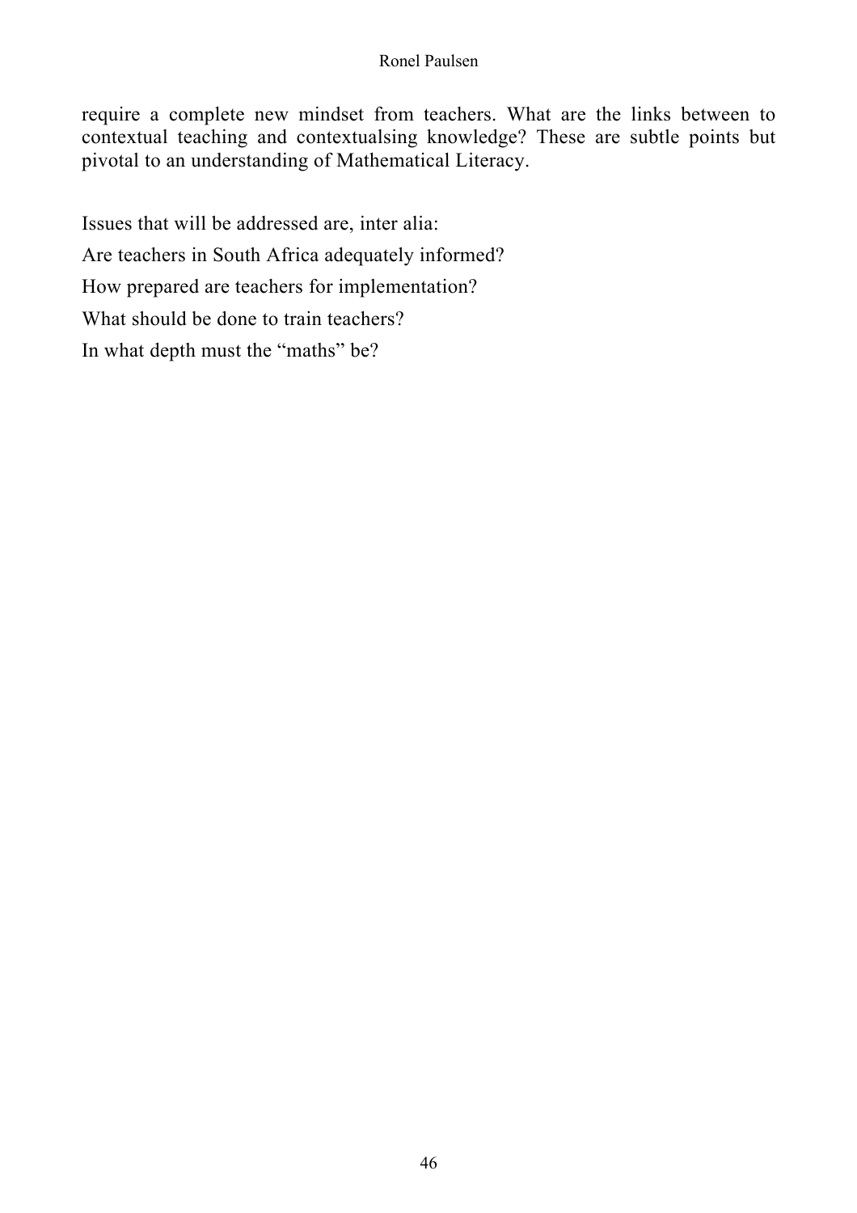require a complete new mindset from teachers. What are the links between to contextual teaching and contextualsing knowledge? These are subtle points but pivotal to an understanding of Mathematical Literacy.

Issues that will be addressed are, inter alia:

Are teachers in South Africa adequately informed?

How prepared are teachers for implementation?

What should be done to train teachers?

In what depth must the "maths" be?